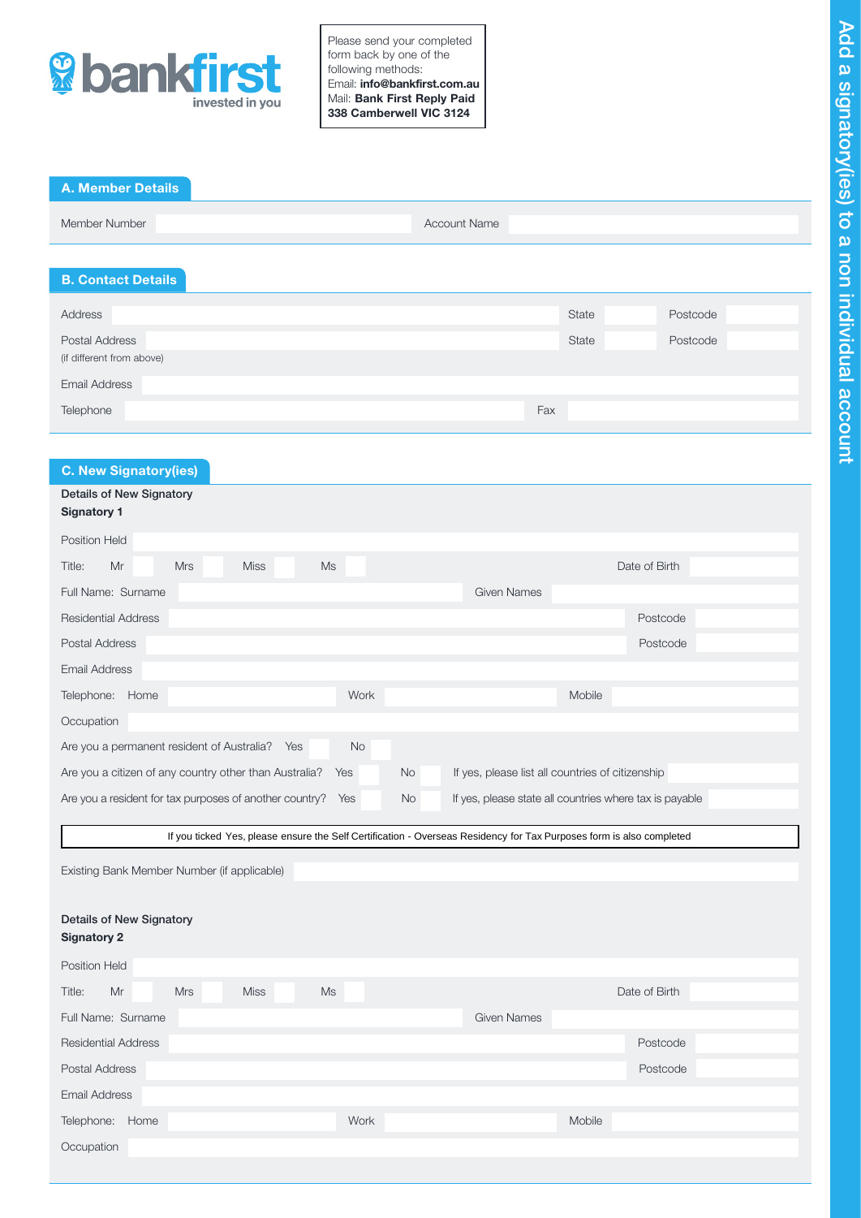# Add a signatory(ies) to a non individual account

bankfirst
invested in you

Please send your completed form back by one of the following methods:
Email: **info@bankfirst.com.au**
Mail: **Bank First Reply Paid 338 Camberwell VIC 3124**

## A. Member Details

Member Number | Account Name

## B. Contact Details

Address | State | Postcode

Postal Address (if different from above) | State | Postcode

Email Address

Telephone | Fax

## C. New Signatory(ies)

**Details of New Signatory**
**Signatory 1**

Position Held

Title: Mr | Mrs | Miss | Ms | Date of Birth

Full Name: Surname | Given Names

Residential Address | Postcode

Postal Address | Postcode

Email Address

Telephone: Home | Work | Mobile

Occupation

Are you a permanent resident of Australia? Yes | No

Are you a citizen of any country other than Australia? Yes | No | If yes, please list all countries of citizenship

Are you a resident for tax purposes of another country? Yes | No | If yes, please state all countries where tax is payable

If you ticked Yes, please ensure the Self Certification - Overseas Residency for Tax Purposes form is also completed

Existing Bank Member Number (if applicable)

**Details of New Signatory**
**Signatory 2**

Position Held

Title: Mr | Mrs | Miss | Ms | Date of Birth

Full Name: Surname | Given Names

Residential Address | Postcode

Postal Address | Postcode

Email Address

Telephone: Home | Work | Mobile

Occupation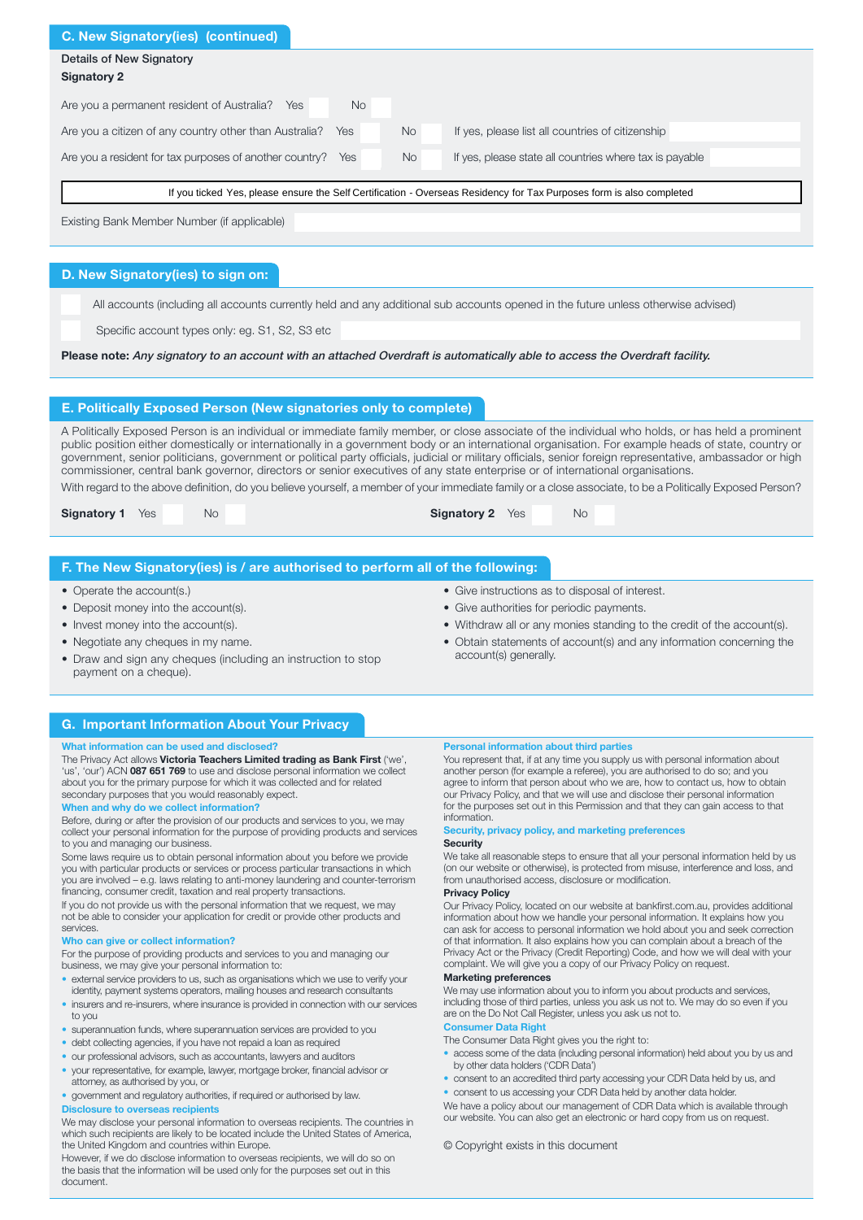## C. New Signatory(ies) (continued)

**Details of New Signatory**

**Signatory 2**

Are you a permanent resident of Australia? Yes ☐ No ☐

Are you a citizen of any country other than Australia? Yes ☐ No ☐ If yes, please list all countries of citizenship

Are you a resident for tax purposes of another country? Yes ☐ No ☐ If yes, please state all countries where tax is payable

If you ticked Yes, please ensure the Self Certification - Overseas Residency for Tax Purposes form is also completed

Existing Bank Member Number (if applicable)

## D. New Signatory(ies) to sign on:

☐ All accounts (including all accounts currently held and any additional sub accounts opened in the future unless otherwise advised)

☐ Specific account types only: eg. S1, S2, S3 etc

**Please note:** ***Any signatory to an account with an attached Overdraft is automatically able to access the Overdraft facility.***

## E. Politically Exposed Person (New signatories only to complete)

A Politically Exposed Person is an individual or immediate family member, or close associate of the individual who holds, or has held a prominent public position either domestically or internationally in a government body or an international organisation. For example heads of state, country or government, senior politicians, government or political party officials, judicial or military officials, senior foreign representative, ambassador or high commissioner, central bank governor, directors or senior executives of any state enterprise or of international organisations.

With regard to the above definition, do you believe yourself, a member of your immediate family or a close associate, to be a Politically Exposed Person?

**Signatory 1** Yes ☐ No ☐ **Signatory 2** Yes ☐ No ☐

## F. The New Signatory(ies) is / are authorised to perform all of the following:

- Operate the account(s.)
- Deposit money into the account(s).
- Invest money into the account(s).
- Negotiate any cheques in my name.
- Draw and sign any cheques (including an instruction to stop payment on a cheque).
- Give instructions as to disposal of interest.
- Give authorities for periodic payments.
- Withdraw all or any monies standing to the credit of the account(s).
- Obtain statements of account(s) and any information concerning the account(s) generally.

## G. Important Information About Your Privacy

**What information can be used and disclosed?**

The Privacy Act allows **Victoria Teachers Limited trading as Bank First** ('we', 'us', 'our') ACN **087 651 769** to use and disclose personal information we collect about you for the primary purpose for which it was collected and for related secondary purposes that you would reasonably expect.

**When and why do we collect information?**

Before, during or after the provision of our products and services to you, we may collect your personal information for the purpose of providing products and services to you and managing our business.

Some laws require us to obtain personal information about you before we provide you with particular products or services or process particular transactions in which you are involved – e.g. laws relating to anti-money laundering and counter-terrorism financing, consumer credit, taxation and real property transactions.

If you do not provide us with the personal information that we request, we may not be able to consider your application for credit or provide other products and services.

**Who can give or collect information?**

For the purpose of providing products and services to you and managing our business, we may give your personal information to:

- external service providers to us, such as organisations which we use to verify your identity, payment systems operators, mailing houses and research consultants
- insurers and re-insurers, where insurance is provided in connection with our services to you
- superannuation funds, where superannuation services are provided to you
- debt collecting agencies, if you have not repaid a loan as required
- our professional advisors, such as accountants, lawyers and auditors
- your representative, for example, lawyer, mortgage broker, financial advisor or attorney, as authorised by you, or
- government and regulatory authorities, if required or authorised by law.

**Disclosure to overseas recipients**

We may disclose your personal information to overseas recipients. The countries in which such recipients are likely to be located include the United States of America, the United Kingdom and countries within Europe.

However, if we do disclose information to overseas recipients, we will do so on the basis that the information will be used only for the purposes set out in this document.

**Personal information about third parties**

You represent that, if at any time you supply us with personal information about another person (for example a referee), you are authorised to do so; and you agree to inform that person about who we are, how to contact us, how to obtain our Privacy Policy, and that we will use and disclose their personal information for the purposes set out in this Permission and that they can gain access to that information.

**Security, privacy policy, and marketing preferences**

**Security**

We take all reasonable steps to ensure that all your personal information held by us (on our website or otherwise), is protected from misuse, interference and loss, and from unauthorised access, disclosure or modification.

**Privacy Policy**

Our Privacy Policy, located on our website at bankfirst.com.au, provides additional information about how we handle your personal information. It explains how you can ask for access to personal information we hold about you and seek correction of that information. It also explains how you can complain about a breach of the Privacy Act or the Privacy (Credit Reporting) Code, and how we will deal with your complaint. We will give you a copy of our Privacy Policy on request.

**Marketing preferences**

We may use information about you to inform you about products and services, including those of third parties, unless you ask us not to. We may do so even if you are on the Do Not Call Register, unless you ask us not to.

**Consumer Data Right**

The Consumer Data Right gives you the right to:

- access some of the data (including personal information) held about you by us and by other data holders ('CDR Data')
- consent to an accredited third party accessing your CDR Data held by us, and
- consent to us accessing your CDR Data held by another data holder.

We have a policy about our management of CDR Data which is available through our website. You can also get an electronic or hard copy from us on request.

© Copyright exists in this document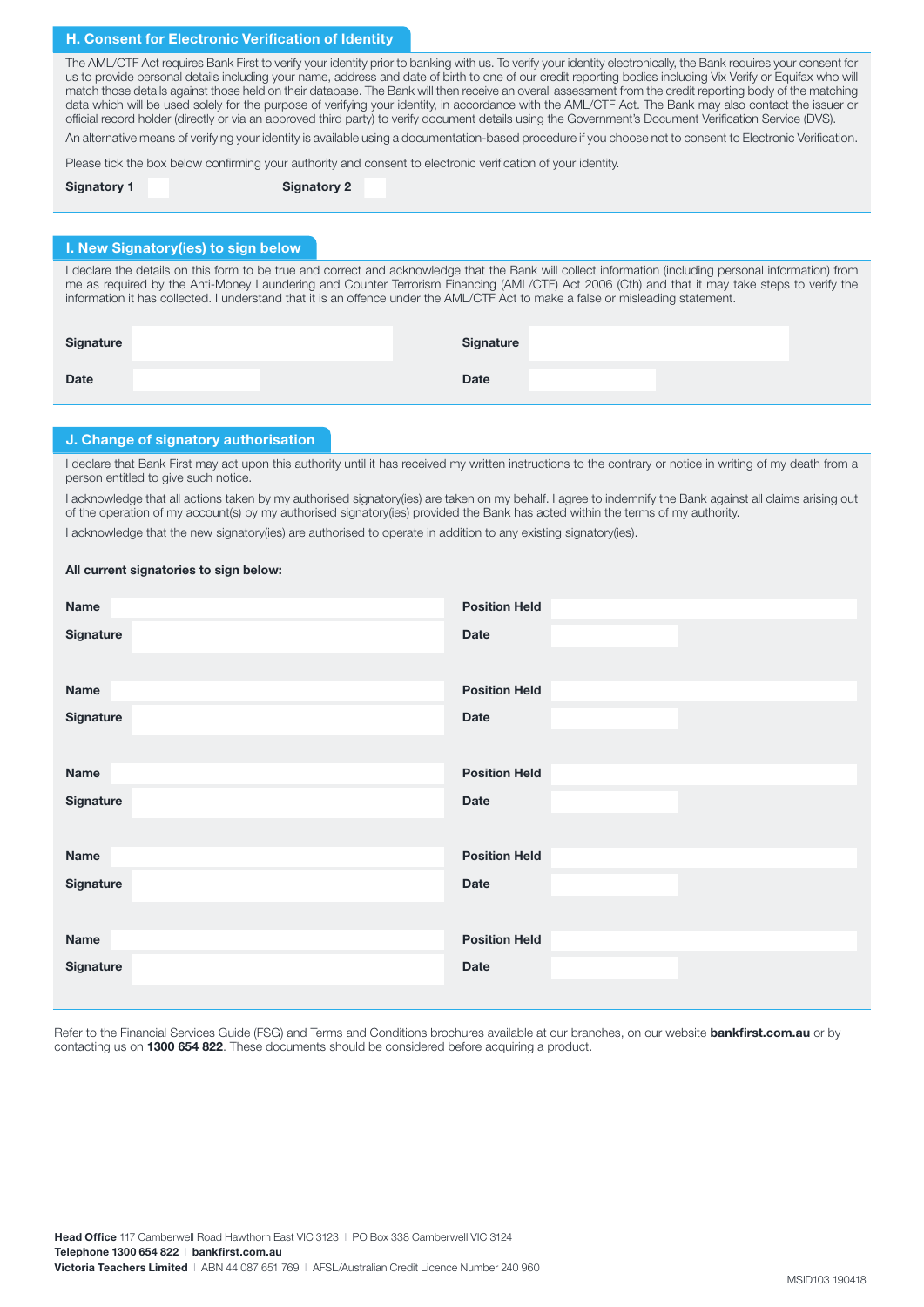## H. Consent for Electronic Verification of Identity

The AML/CTF Act requires Bank First to verify your identity prior to banking with us. To verify your identity electronically, the Bank requires your consent for us to provide personal details including your name, address and date of birth to one of our credit reporting bodies including Vix Verify or Equifax who will match those details against those held on their database. The Bank will then receive an overall assessment from the credit reporting body of the matching data which will be used solely for the purpose of verifying your identity, in accordance with the AML/CTF Act. The Bank may also contact the issuer or official record holder (directly or via an approved third party) to verify document details using the Government's Document Verification Service (DVS).

An alternative means of verifying your identity is available using a documentation-based procedure if you choose not to consent to Electronic Verification.

Please tick the box below confirming your authority and consent to electronic verification of your identity.

**Signatory 1** ☐ **Signatory 2** ☐

## I. New Signatory(ies) to sign below

I declare the details on this form to be true and correct and acknowledge that the Bank will collect information (including personal information) from me as required by the Anti-Money Laundering and Counter Terrorism Financing (AML/CTF) Act 2006 (Cth) and that it may take steps to verify the information it has collected. I understand that it is an offence under the AML/CTF Act to make a false or misleading statement.

| | | | |
|---|---|---|---|
| **Signature** | | **Signature** | |
| **Date** | | **Date** | |

## J. Change of signatory authorisation

I declare that Bank First may act upon this authority until it has received my written instructions to the contrary or notice in writing of my death from a person entitled to give such notice.

I acknowledge that all actions taken by my authorised signatory(ies) are taken on my behalf. I agree to indemnify the Bank against all claims arising out of the operation of my account(s) by my authorised signatory(ies) provided the Bank has acted within the terms of my authority.

I acknowledge that the new signatory(ies) are authorised to operate in addition to any existing signatory(ies).

**All current signatories to sign below:**

| | | | |
|---|---|---|---|
| **Name** | | **Position Held** | |
| **Signature** | | **Date** | |
| **Name** | | **Position Held** | |
| **Signature** | | **Date** | |
| **Name** | | **Position Held** | |
| **Signature** | | **Date** | |
| **Name** | | **Position Held** | |
| **Signature** | | **Date** | |
| **Name** | | **Position Held** | |
| **Signature** | | **Date** | |

Refer to the Financial Services Guide (FSG) and Terms and Conditions brochures available at our branches, on our website **bankfirst.com.au** or by contacting us on **1300 654 822**. These documents should be considered before acquiring a product.

**Head Office** 117 Camberwell Road Hawthorn East VIC 3123 | PO Box 338 Camberwell VIC 3124
**Telephone 1300 654 822** | **bankfirst.com.au**
**Victoria Teachers Limited** | ABN 44 087 651 769 | AFSL/Australian Credit Licence Number 240 960

MSID103 190418